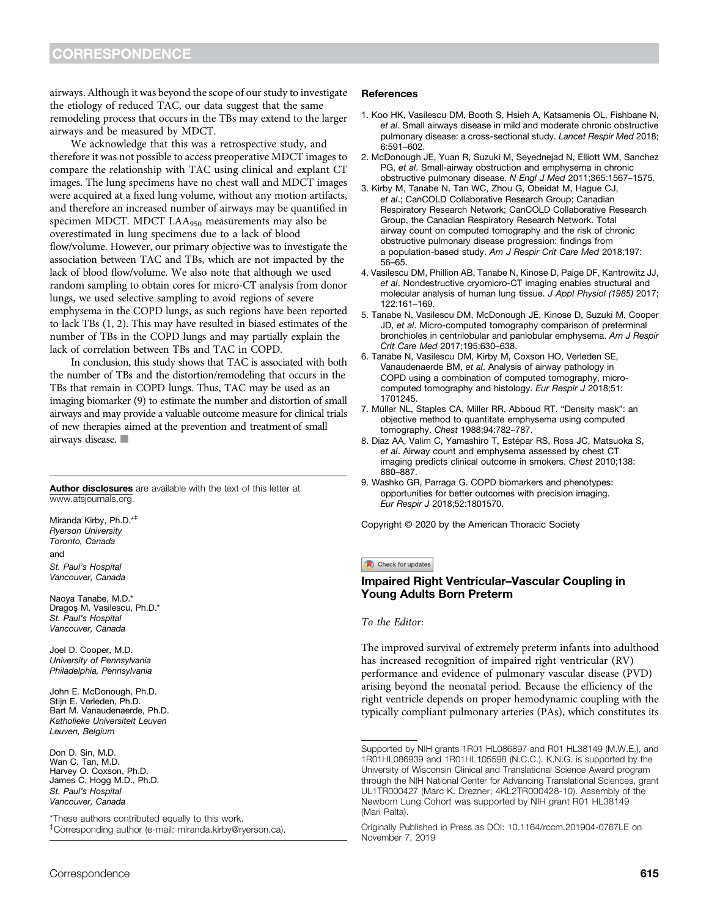airways. Although it was beyond the scope of our study to investigate the etiology of reduced TAC, our data suggest that the same remodeling process that occurs in the TBs may extend to the larger airways and be measured by MDCT.

We acknowledge that this was a retrospective study, and therefore it was not possible to access preoperative MDCT images to compare the relationship with TAC using clinical and explant CT images. The lung specimens have no chest wall and MDCT images were acquired at a fixed lung volume, without any motion artifacts, and therefore an increased number of airways may be quantified in specimen MDCT. MDCT $LAA_{950}$ measurements may also be overestimated in lung specimens due to a lack of blood flow/volume. However, our primary objective was to investigate the association between TAC and TBs, which are not impacted by the lack of blood flow/volume. We also note that although we used random sampling to obtain cores for micro-CT analysis from donor lungs, we used selective sampling to avoid regions of severe emphysema in the COPD lungs, as such regions have been reported to lack TBs (1, 2). This may have resulted in biased estimates of the number of TBs in the COPD lungs and may partially explain the lack of correlation between TBs and TAC in COPD.

In conclusion, this study shows that TAC is associated with both the number of TBs and the distortion/remodeling that occurs in the TBs that remain in COPD lungs. Thus, TAC may be used as an imaging biomarker (9) to estimate the number and distortion of small airways and may provide a valuable outcome measure for clinical trials of new therapies aimed at the prevention and treatment of small airways disease. ■

**Author disclosures** are available with the text of this letter at www.atsjournals.org.

Miranda Kirby, Ph.D.[*‡]
*Ryerson University*
*Toronto, Canada*
and
*St. Paul's Hospital*
*Vancouver, Canada*

Naoya Tanabe, M.D.[*]
Dragoş M. Vasilescu, Ph.D.[*]
*St. Paul's Hospital*
*Vancouver, Canada*

Joel D. Cooper, M.D.
*University of Pennsylvania*
*Philadelphia, Pennsylvania*

John E. McDonough, Ph.D.
Stijn E. Verleden, Ph.D.
Bart M. Vanaudenaerde, Ph.D.
*Katholieke Universiteit Leuven*
*Leuven, Belgium*

Don D. Sin, M.D.
Wan C. Tan, M.D.
Harvey O. Coxson, Ph.D.
James C. Hogg M.D., Ph.D.
*St. Paul's Hospital*
*Vancouver, Canada*

[*]These authors contributed equally to this work.
[‡]Corresponding author (e-mail: miranda.kirby@ryerson.ca).

## References

1. Koo HK, Vasilescu DM, Booth S, Hsieh A, Katsamenis OL, Fishbane N, *et al*. Small airways disease in mild and moderate chronic obstructive pulmonary disease: a cross-sectional study. *Lancet Respir Med* 2018; 6:591–602.
2. McDonough JE, Yuan R, Suzuki M, Seyednejad N, Elliott WM, Sanchez PG, *et al*. Small-airway obstruction and emphysema in chronic obstructive pulmonary disease. *N Engl J Med* 2011;365:1567–1575.
3. Kirby M, Tanabe N, Tan WC, Zhou G, Obeidat M, Hague CJ, *et al*.; CanCOLD Collaborative Research Group; Canadian Respiratory Research Network; CanCOLD Collaborative Research Group, the Canadian Respiratory Research Network. Total airway count on computed tomography and the risk of chronic obstructive pulmonary disease progression: findings from a population-based study. *Am J Respir Crit Care Med* 2018;197: 56–65.
4. Vasilescu DM, Phillion AB, Tanabe N, Kinose D, Paige DF, Kantrowitz JJ, *et al*. Nondestructive cryomicro-CT imaging enables structural and molecular analysis of human lung tissue. *J Appl Physiol (1985)* 2017; 122:161–169.
5. Tanabe N, Vasilescu DM, McDonough JE, Kinose D, Suzuki M, Cooper JD, *et al*. Micro-computed tomography comparison of preterminal bronchioles in centrilobular and panlobular emphysema. *Am J Respir Crit Care Med* 2017;195:630–638.
6. Tanabe N, Vasilescu DM, Kirby M, Coxson HO, Verleden SE, Vanaudenaerde BM, *et al*. Analysis of airway pathology in COPD using a combination of computed tomography, micro-computed tomography and histology. *Eur Respir J* 2018;51: 1701245.
7. Müller NL, Staples CA, Miller RR, Abboud RT. "Density mask": an objective method to quantitate emphysema using computed tomography. *Chest* 1988;94:782–787.
8. Diaz AA, Valim C, Yamashiro T, Estépar RS, Ross JC, Matsuoka S, *et al*. Airway count and emphysema assessed by chest CT imaging predicts clinical outcome in smokers. *Chest* 2010;138: 880–887.
9. Washko GR, Parraga G. COPD biomarkers and phenotypes: opportunities for better outcomes with precision imaging. *Eur Respir J* 2018;52:1801570.

Copyright © 2020 by the American Thoracic Society

## Impaired Right Ventricular–Vascular Coupling in Young Adults Born Preterm

*To the Editor*:

The improved survival of extremely preterm infants into adulthood has increased recognition of impaired right ventricular (RV) performance and evidence of pulmonary vascular disease (PVD) arising beyond the neonatal period. Because the efficiency of the right ventricle depends on proper hemodynamic coupling with the typically compliant pulmonary arteries (PAs), which constitutes its

Supported by NIH grants 1R01 HL086897 and R01 HL38149 (M.W.E.), and 1R01HL086939 and 1R01HL105598 (N.C.C.). K.N.G. is supported by the University of Wisconsin Clinical and Translational Science Award program through the NIH National Center for Advancing Translational Sciences, grant UL1TR000427 (Marc K. Drezner; 4KL2TR000428-10). Assembly of the Newborn Lung Cohort was supported by NIH grant R01 HL38149 (Mari Palta).

Originally Published in Press as DOI: 10.1164/rccm.201904-0767LE on November 7, 2019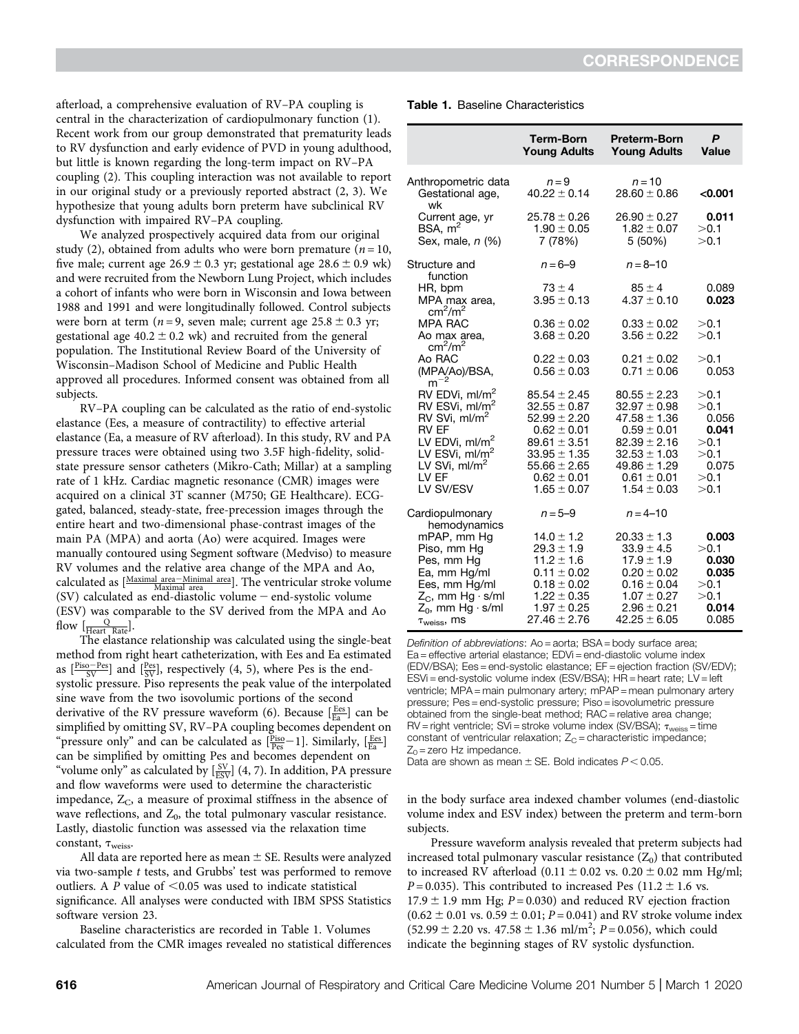afterload, a comprehensive evaluation of RV–PA coupling is central in the characterization of cardiopulmonary function (1). Recent work from our group demonstrated that prematurity leads to RV dysfunction and early evidence of PVD in young adulthood, but little is known regarding the long-term impact on RV–PA coupling (2). This coupling interaction was not available to report in our original study or a previously reported abstract (2, 3). We hypothesize that young adults born preterm have subclinical RV dysfunction with impaired RV–PA coupling.

We analyzed prospectively acquired data from our original study (2), obtained from adults who were born premature ($n = 10$, five male; current age 26.9 ± 0.3 yr; gestational age 28.6 ± 0.9 wk) and were recruited from the Newborn Lung Project, which includes a cohort of infants who were born in Wisconsin and Iowa between 1988 and 1991 and were longitudinally followed. Control subjects were born at term ($n = 9$, seven male; current age 25.8 ± 0.3 yr; gestational age 40.2 ± 0.2 wk) and recruited from the general population. The Institutional Review Board of the University of Wisconsin–Madison School of Medicine and Public Health approved all procedures. Informed consent was obtained from all subjects.

RV–PA coupling can be calculated as the ratio of end-systolic elastance (Ees, a measure of contractility) to effective arterial elastance (Ea, a measure of RV afterload). In this study, RV and PA pressure traces were obtained using two 3.5F high-fidelity, solid-state pressure sensor catheters (Mikro-Cath; Millar) at a sampling rate of 1 kHz. Cardiac magnetic resonance (CMR) images were acquired on a clinical 3T scanner (M750; GE Healthcare). ECG-gated, balanced, steady-state, free-precession images through the entire heart and two-dimensional phase-contrast images of the main PA (MPA) and aorta (Ao) were acquired. Images were manually contoured using Segment software (Medviso) to measure RV volumes and the relative area change of the MPA and Ao, calculated as $\left[\frac{\text{Maximal area} - \text{Minimal area}}{\text{Maximal area}}\right]$. The ventricular stroke volume (SV) calculated as end-diastolic volume − end-systolic volume (ESV) was comparable to the SV derived from the MPA and Ao flow $\left[\frac{Q}{\text{Heart Rate}}\right]$.

The elastance relationship was calculated using the single-beat method from right heart catheterization, with Ees and Ea estimated as $\left[\frac{Piso - Pes}{SV}\right]$ and $\left[\frac{Pes}{SV}\right]$, respectively (4, 5), where Pes is the end-systolic pressure. Piso represents the peak value of the interpolated sine wave from the two isovolumic portions of the second derivative of the RV pressure waveform (6). Because $\left[\frac{Ees}{Ea}\right]$ can be simplified by omitting SV, RV–PA coupling becomes dependent on "pressure only" and can be calculated as $\left[\frac{Piso}{Pes} - 1\right]$. Similarly, $\left[\frac{Ees}{Ea}\right]$ can be simplified by omitting Pes and becomes dependent on "volume only" as calculated by $\left[\frac{SV}{ESV}\right]$ (4, 7). In addition, PA pressure and flow waveforms were used to determine the characteristic impedance, $Z_C$, a measure of proximal stiffness in the absence of wave reflections, and $Z_0$, the total pulmonary vascular resistance. Lastly, diastolic function was assessed via the relaxation time constant, $\tau_{weiss}$.

All data are reported here as mean ± SE. Results were analyzed via two-sample $t$ tests, and Grubbs' test was performed to remove outliers. A $P$ value of $<0.05$ was used to indicate statistical significance. All analyses were conducted with IBM SPSS Statistics software version 23.

Baseline characteristics are recorded in Table 1. Volumes calculated from the CMR images revealed no statistical differences in the body surface area indexed chamber volumes (end-diastolic volume index and ESV index) between the preterm and term-born subjects.

Pressure waveform analysis revealed that preterm subjects had increased total pulmonary vascular resistance ($Z_0$) that contributed to increased RV afterload (0.11 ± 0.02 vs. 0.20 ± 0.02 mm Hg/ml; $P = 0.035$). This contributed to increased Pes (11.2 ± 1.6 vs. 17.9 ± 1.9 mm Hg; $P = 0.030$) and reduced RV ejection fraction (0.62 ± 0.01 vs. 0.59 ± 0.01; $P = 0.041$) and RV stroke volume index (52.99 ± 2.20 vs. 47.58 ± 1.36 ml/m$^2$; $P = 0.056$), which could indicate the beginning stages of RV systolic dysfunction.

**Table 1.** Baseline Characteristics

| | Term-Born Young Adults | Preterm-Born Young Adults | P Value |
|---|---|---|---|
| Anthropometric data | $n = 9$ | $n = 10$ | |
| Gestational age, wk | 40.22 ± 0.14 | 28.60 ± 0.86 | **<0.001** |
| Current age, yr | 25.78 ± 0.26 | 26.90 ± 0.27 | **0.011** |
| BSA, m$^2$ | 1.90 ± 0.05 | 1.82 ± 0.07 | >0.1 |
| Sex, male, $n$ (%) | 7 (78%) | 5 (50%) | >0.1 |
| Structure and function | $n = 6$–9 | $n = 8$–10 | |
| HR, bpm | 73 ± 4 | 85 ± 4 | 0.089 |
| MPA max area, cm$^2$/m$^2$ | 3.95 ± 0.13 | 4.37 ± 0.10 | **0.023** |
| MPA RAC | 0.36 ± 0.02 | 0.33 ± 0.02 | >0.1 |
| Ao max area, cm$^2$/m$^2$ | 3.68 ± 0.20 | 3.56 ± 0.22 | >0.1 |
| Ao RAC | 0.22 ± 0.03 | 0.21 ± 0.02 | >0.1 |
| (MPA/Ao)/BSA, m$^{-2}$ | 0.56 ± 0.03 | 0.71 ± 0.06 | 0.053 |
| RV EDVi, ml/m$^2$ | 85.54 ± 2.45 | 80.55 ± 2.23 | >0.1 |
| RV ESVi, ml/m$^2$ | 32.55 ± 0.87 | 32.97 ± 0.98 | >0.1 |
| RV SVi, ml/m$^2$ | 52.99 ± 2.20 | 47.58 ± 1.36 | 0.056 |
| RV EF | 0.62 ± 0.01 | 0.59 ± 0.01 | **0.041** |
| LV EDVi, ml/m$^2$ | 89.61 ± 3.51 | 82.39 ± 2.16 | >0.1 |
| LV ESVi, ml/m$^2$ | 33.95 ± 1.35 | 32.53 ± 1.03 | >0.1 |
| LV SVi, ml/m$^2$ | 55.66 ± 2.65 | 49.86 ± 1.29 | 0.075 |
| LV EF | 0.62 ± 0.01 | 0.61 ± 0.01 | >0.1 |
| LV SV/ESV | 1.65 ± 0.07 | 1.54 ± 0.03 | >0.1 |
| Cardiopulmonary hemodynamics | $n = 5$–9 | $n = 4$–10 | |
| mPAP, mm Hg | 14.0 ± 1.2 | 20.33 ± 1.3 | **0.003** |
| Piso, mm Hg | 29.3 ± 1.9 | 33.9 ± 4.5 | >0.1 |
| Pes, mm Hg | 11.2 ± 1.6 | 17.9 ± 1.9 | **0.030** |
| Ea, mm Hg/ml | 0.11 ± 0.02 | 0.20 ± 0.02 | **0.035** |
| Ees, mm Hg/ml | 0.18 ± 0.02 | 0.16 ± 0.04 | >0.1 |
| $Z_C$, mm Hg · s/ml | 1.22 ± 0.35 | 1.07 ± 0.27 | >0.1 |
| $Z_0$, mm Hg · s/ml | 1.97 ± 0.25 | 2.96 ± 0.21 | **0.014** |
| $\tau_{weiss}$, ms | 27.46 ± 2.76 | 42.25 ± 6.05 | 0.085 |

*Definition of abbreviations*: Ao = aorta; BSA = body surface area; Ea = effective arterial elastance; EDVi = end-diastolic volume index (EDV/BSA); Ees = end-systolic elastance; EF = ejection fraction (SV/EDV); ESVi = end-systolic volume index (ESV/BSA); HR = heart rate; LV = left ventricle; MPA = main pulmonary artery; mPAP = mean pulmonary artery pressure; Pes = end-systolic pressure; Piso = isovolumetric pressure obtained from the single-beat method; RAC = relative area change; RV = right ventricle; SVi = stroke volume index (SV/BSA); $\tau_{weiss}$ = time constant of ventricular relaxation; $Z_C$ = characteristic impedance; $Z_0$ = zero Hz impedance.

Data are shown as mean ± SE. Bold indicates $P < 0.05$.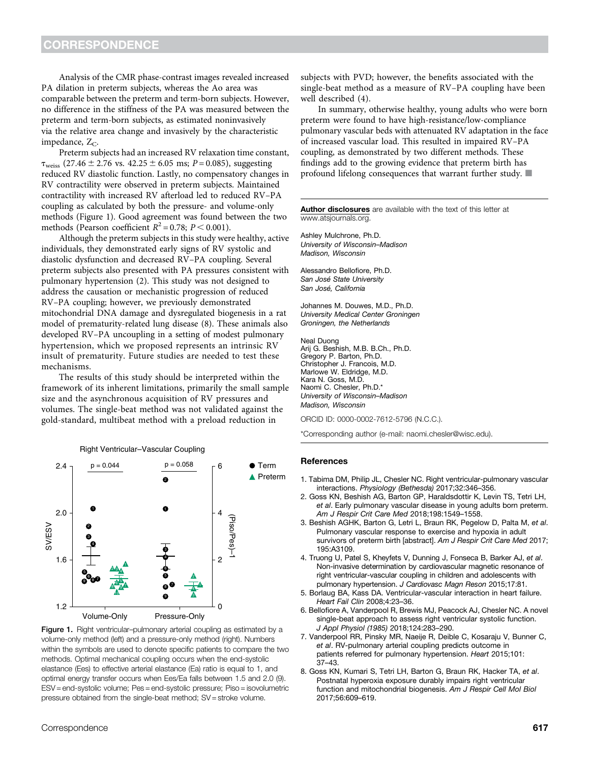Analysis of the CMR phase-contrast images revealed increased PA dilation in preterm subjects, whereas the Ao area was comparable between the preterm and term-born subjects. However, no difference in the stiffness of the PA was measured between the preterm and term-born subjects, as estimated noninvasively via the relative area change and invasively by the characteristic impedance, $Z_C$.

Preterm subjects had an increased RV relaxation time constant, $\tau_{weiss}$ (27.46 ± 2.76 vs. 42.25 ± 6.05 ms; $P = 0.085$), suggesting reduced RV diastolic function. Lastly, no compensatory changes in RV contractility were observed in preterm subjects. Maintained contractility with increased RV afterload led to reduced RV–PA coupling as calculated by both the pressure- and volume-only methods (Figure 1). Good agreement was found between the two methods (Pearson coefficient $R^2 = 0.78$; $P < 0.001$).

Although the preterm subjects in this study were healthy, active individuals, they demonstrated early signs of RV systolic and diastolic dysfunction and decreased RV–PA coupling. Several preterm subjects also presented with PA pressures consistent with pulmonary hypertension (2). This study was not designed to address the causation or mechanistic progression of reduced RV–PA coupling; however, we previously demonstrated mitochondrial DNA damage and dysregulated biogenesis in a rat model of prematurity-related lung disease (8). These animals also developed RV–PA uncoupling in a setting of modest pulmonary hypertension, which we proposed represents an intrinsic RV insult of prematurity. Future studies are needed to test these mechanisms.

The results of this study should be interpreted within the framework of its inherent limitations, primarily the small sample size and the asynchronous acquisition of RV pressures and volumes. The single-beat method was not validated against the gold-standard, multibeat method with a preload reduction in subjects with PVD; however, the benefits associated with the single-beat method as a measure of RV–PA coupling have been well described (4).

In summary, otherwise healthy, young adults who were born preterm were found to have high-resistance/low-compliance pulmonary vascular beds with attenuated RV adaptation in the face of increased vascular load. This resulted in impaired RV–PA coupling, as demonstrated by two different methods. These findings add to the growing evidence that preterm birth has profound lifelong consequences that warrant further study. ■

**Figure 1.** Right ventricular–pulmonary arterial coupling as estimated by a volume-only method (left) and a pressure-only method (right). Numbers within the symbols are used to denote specific patients to compare the two methods. Optimal mechanical coupling occurs when the end-systolic elastance (Ees) to effective arterial elastance (Ea) ratio is equal to 1, and optimal energy transfer occurs when Ees/Ea falls between 1.5 and 2.0 (9). ESV = end-systolic volume; Pes = end-systolic pressure; Piso = isovolumetric pressure obtained from the single-beat method; SV = stroke volume.

---

**Author disclosures** are available with the text of this letter at www.atsjournals.org.

Ashley Mulchrone, Ph.D.
*University of Wisconsin–Madison*
*Madison, Wisconsin*

Alessandro Bellofiore, Ph.D.
*San José State University*
*San José, California*

Johannes M. Douwes, M.D., Ph.D.
*University Medical Center Groningen*
*Groningen, the Netherlands*

Neal Duong
Arij G. Beshish, M.B. B.Ch., Ph.D.
Gregory P. Barton, Ph.D.
Christopher J. Francois, M.D.
Marlowe W. Eldridge, M.D.
Kara N. Goss, M.D.
Naomi C. Chesler, Ph.D.*
*University of Wisconsin–Madison*
*Madison, Wisconsin*

ORCID ID: 0000-0002-7612-5796 (N.C.C.).

*Corresponding author (e-mail: naomi.chesler@wisc.edu).

## References

1. Tabima DM, Philip JL, Chesler NC. Right ventricular-pulmonary vascular interactions. *Physiology (Bethesda)* 2017;32:346–356.
2. Goss KN, Beshish AG, Barton GP, Haraldsdottir K, Levin TS, Tetri LH, *et al.* Early pulmonary vascular disease in young adults born preterm. *Am J Respir Crit Care Med* 2018;198:1549–1558.
3. Beshish AGHK, Barton G, Letri L, Braun RK, Pegelow D, Palta M, *et al.* Pulmonary vascular response to exercise and hypoxia in adult survivors of preterm birth [abstract]. *Am J Respir Crit Care Med* 2017; 195:A3109.
4. Truong U, Patel S, Kheyfets V, Dunning J, Fonseca B, Barker AJ, *et al.* Non-invasive determination by cardiovascular magnetic resonance of right ventricular-vascular coupling in children and adolescents with pulmonary hypertension. *J Cardiovasc Magn Reson* 2015;17:81.
5. Borlaug BA, Kass DA. Ventricular-vascular interaction in heart failure. *Heart Fail Clin* 2008;4:23–36.
6. Bellofiore A, Vanderpool R, Brewis MJ, Peacock AJ, Chesler NC. A novel single-beat approach to assess right ventricular systolic function. *J Appl Physiol (1985)* 2018;124:283–290.
7. Vanderpool RR, Pinsky MR, Naeije R, Deible C, Kosaraju V, Bunner C, *et al.* RV-pulmonary arterial coupling predicts outcome in patients referred for pulmonary hypertension. *Heart* 2015;101: 37–43.
8. Goss KN, Kumari S, Tetri LH, Barton G, Braun RK, Hacker TA, *et al.* Postnatal hyperoxia exposure durably impairs right ventricular function and mitochondrial biogenesis. *Am J Respir Cell Mol Biol* 2017;56:609–619.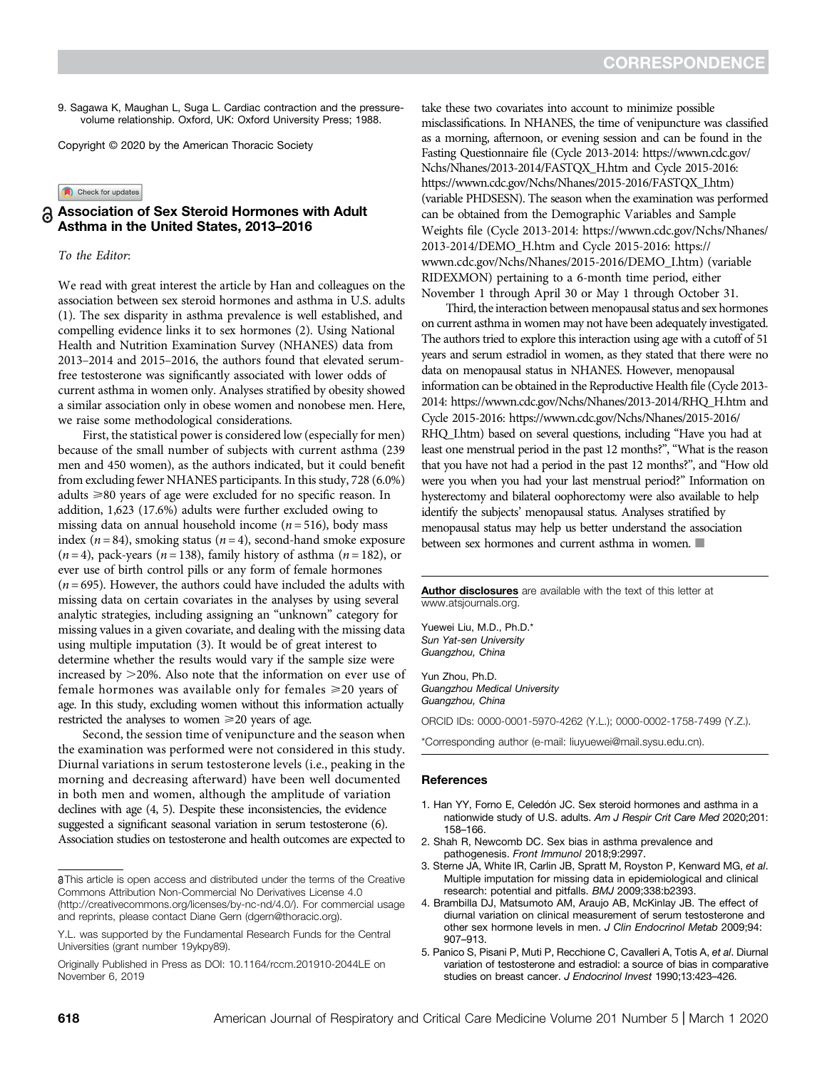9. Sagawa K, Maughan L, Suga L. Cardiac contraction and the pressure-volume relationship. Oxford, UK: Oxford University Press; 1988.

Copyright © 2020 by the American Thoracic Society

## Association of Sex Steroid Hormones with Adult Asthma in the United States, 2013–2016

*To the Editor*:

We read with great interest the article by Han and colleagues on the association between sex steroid hormones and asthma in U.S. adults (1). The sex disparity in asthma prevalence is well established, and compelling evidence links it to sex hormones (2). Using National Health and Nutrition Examination Survey (NHANES) data from 2013–2014 and 2015–2016, the authors found that elevated serum-free testosterone was significantly associated with lower odds of current asthma in women only. Analyses stratified by obesity showed a similar association only in obese women and nonobese men. Here, we raise some methodological considerations.

First, the statistical power is considered low (especially for men) because of the small number of subjects with current asthma (239 men and 450 women), as the authors indicated, but it could benefit from excluding fewer NHANES participants. In this study, 728 (6.0%) adults ⩾80 years of age were excluded for no specific reason. In addition, 1,623 (17.6%) adults were further excluded owing to missing data on annual household income ($n = 516$), body mass index ($n = 84$), smoking status ($n = 4$), second-hand smoke exposure ($n = 4$), pack-years ($n = 138$), family history of asthma ($n = 182$), or ever use of birth control pills or any form of female hormones ($n = 695$). However, the authors could have included the adults with missing data on certain covariates in the analyses by using several analytic strategies, including assigning an "unknown" category for missing values in a given covariate, and dealing with the missing data using multiple imputation (3). It would be of great interest to determine whether the results would vary if the sample size were increased by >20%. Also note that the information on ever use of female hormones was available only for females ⩾20 years of age. In this study, excluding women without this information actually restricted the analyses to women ⩾20 years of age.

Second, the session time of venipuncture and the season when the examination was performed were not considered in this study. Diurnal variations in serum testosterone levels (i.e., peaking in the morning and decreasing afterward) have been well documented in both men and women, although the amplitude of variation declines with age (4, 5). Despite these inconsistencies, the evidence suggested a significant seasonal variation in serum testosterone (6). Association studies on testosterone and health outcomes are expected to take these two covariates into account to minimize possible misclassifications. In NHANES, the time of venipuncture was classified as a morning, afternoon, or evening session and can be found in the Fasting Questionnaire file (Cycle 2013-2014: https://wwwn.cdc.gov/Nchs/Nhanes/2013-2014/FASTQX_H.htm and Cycle 2015-2016: https://wwwn.cdc.gov/Nchs/Nhanes/2015-2016/FASTQX_I.htm) (variable PHDSESN). The season when the examination was performed can be obtained from the Demographic Variables and Sample Weights file (Cycle 2013-2014: https://wwwn.cdc.gov/Nchs/Nhanes/2013-2014/DEMO_H.htm and Cycle 2015-2016: https://wwwn.cdc.gov/Nchs/Nhanes/2015-2016/DEMO_I.htm) (variable RIDEXMON) pertaining to a 6-month time period, either November 1 through April 30 or May 1 through October 31.

Third, the interaction between menopausal status and sex hormones on current asthma in women may not have been adequately investigated. The authors tried to explore this interaction using age with a cutoff of 51 years and serum estradiol in women, as they stated that there were no data on menopausal status in NHANES. However, menopausal information can be obtained in the Reproductive Health file (Cycle 2013-2014: https://wwwn.cdc.gov/Nchs/Nhanes/2013-2014/RHQ_H.htm and Cycle 2015-2016: https://wwwn.cdc.gov/Nchs/Nhanes/2015-2016/RHQ_I.htm) based on several questions, including "Have you had at least one menstrual period in the past 12 months?", "What is the reason that you have not had a period in the past 12 months?", and "How old were you when you had your last menstrual period?" Information on hysterectomy and bilateral oophorectomy were also available to help identify the subjects' menopausal status. Analyses stratified by menopausal status may help us better understand the association between sex hormones and current asthma in women. ■

This article is open access and distributed under the terms of the Creative Commons Attribution Non-Commercial No Derivatives License 4.0 (http://creativecommons.org/licenses/by-nc-nd/4.0/). For commercial usage and reprints, please contact Diane Gern (dgern@thoracic.org).

Y.L. was supported by the Fundamental Research Funds for the Central Universities (grant number 19ykpy89).

Originally Published in Press as DOI: 10.1164/rccm.201910-2044LE on November 6, 2019

**Author disclosures** are available with the text of this letter at www.atsjournals.org.

Yuewei Liu, M.D., Ph.D.*
*Sun Yat-sen University*
*Guangzhou, China*

Yun Zhou, Ph.D.
*Guangzhou Medical University*
*Guangzhou, China*

ORCID IDs: 0000-0001-5970-4262 (Y.L.); 0000-0002-1758-7499 (Y.Z.).

*Corresponding author (e-mail: liuyuewei@mail.sysu.edu.cn).

### References

1. Han YY, Forno E, Celedón JC. Sex steroid hormones and asthma in a nationwide study of U.S. adults. *Am J Respir Crit Care Med* 2020;201:158–166.
2. Shah R, Newcomb DC. Sex bias in asthma prevalence and pathogenesis. *Front Immunol* 2018;9:2997.
3. Sterne JA, White IR, Carlin JB, Spratt M, Royston P, Kenward MG, *et al*. Multiple imputation for missing data in epidemiological and clinical research: potential and pitfalls. *BMJ* 2009;338:b2393.
4. Brambilla DJ, Matsumoto AM, Araujo AB, McKinlay JB. The effect of diurnal variation on clinical measurement of serum testosterone and other sex hormone levels in men. *J Clin Endocrinol Metab* 2009;94:907–913.
5. Panico S, Pisani P, Muti P, Recchione C, Cavalleri A, Totis A, *et al*. Diurnal variation of testosterone and estradiol: a source of bias in comparative studies on breast cancer. *J Endocrinol Invest* 1990;13:423–426.